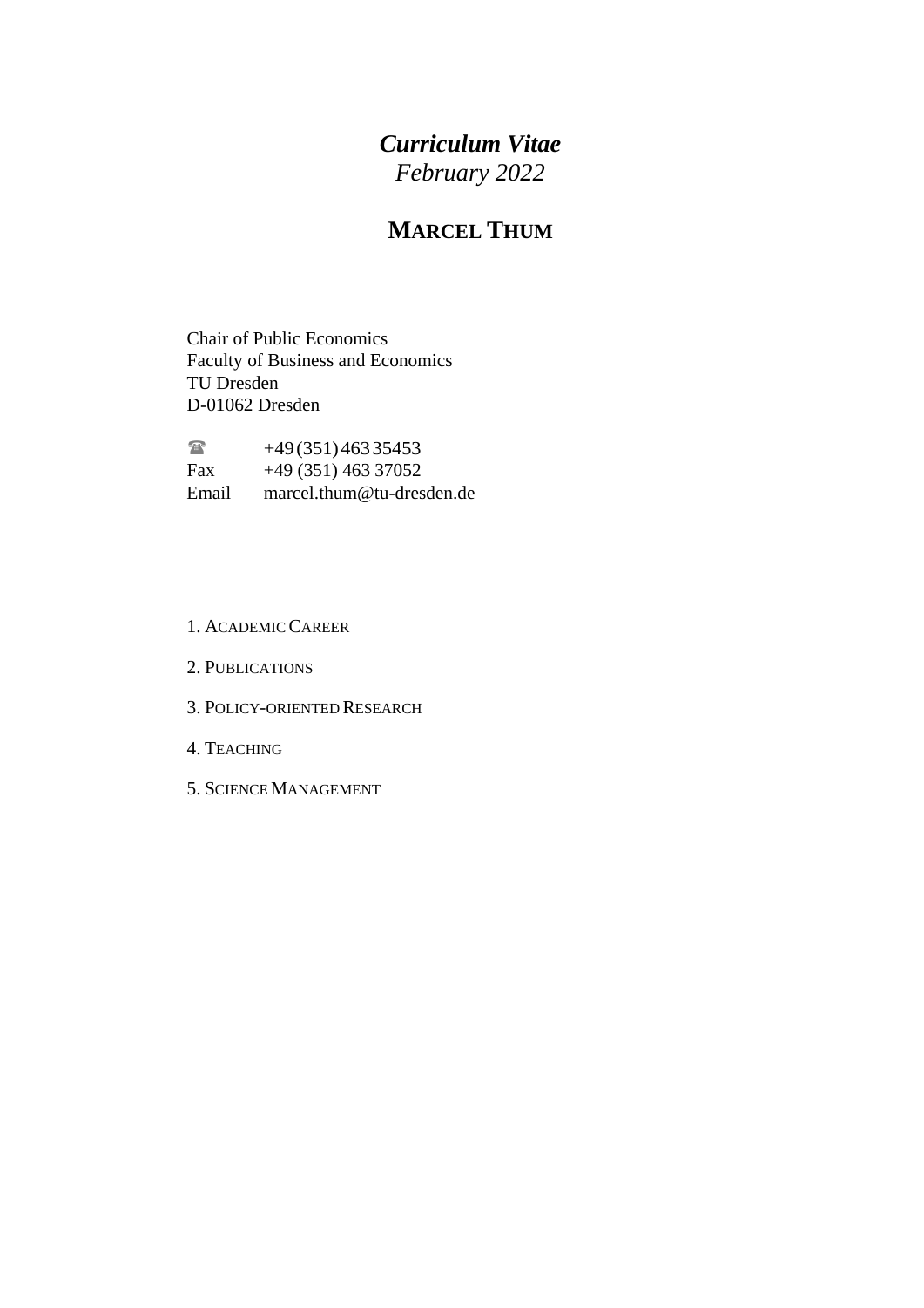# *Curriculum Vitae*
## *February 2022*

## MARCEL THUM

Chair of Public Economics
Faculty of Business and Economics
TU Dresden
D-01062 Dresden

| | |
|---|---|
| ☎ | +49 (351) 463 35453 |
| Fax | +49 (351) 463 37052 |
| Email | marcel.thum@tu-dresden.de |

1. ACADEMIC CAREER
2. PUBLICATIONS
3. POLICY-ORIENTED RESEARCH
4. TEACHING
5. SCIENCE MANAGEMENT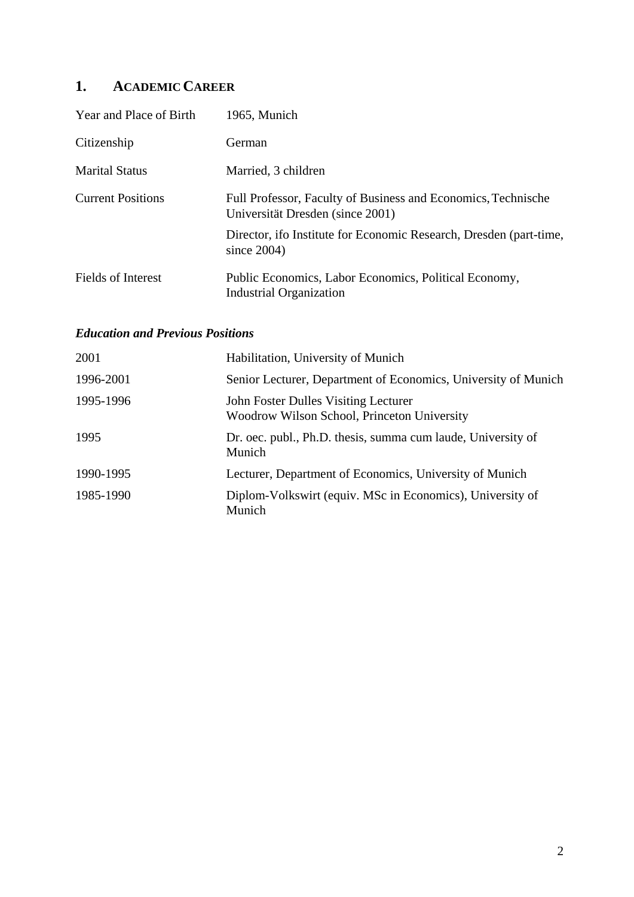## 1. ACADEMIC CAREER

| | |
|---|---|
| Year and Place of Birth | 1965, Munich |
| Citizenship | German |
| Marital Status | Married, 3 children |
| Current Positions | Full Professor, Faculty of Business and Economics, Technische Universität Dresden (since 2001) |
| | Director, ifo Institute for Economic Research, Dresden (part-time, since 2004) |
| Fields of Interest | Public Economics, Labor Economics, Political Economy, Industrial Organization |

### *Education and Previous Positions*

| | |
|---|---|
| 2001 | Habilitation, University of Munich |
| 1996-2001 | Senior Lecturer, Department of Economics, University of Munich |
| 1995-1996 | John Foster Dulles Visiting Lecturer<br>Woodrow Wilson School, Princeton University |
| 1995 | Dr. oec. publ., Ph.D. thesis, summa cum laude, University of Munich |
| 1990-1995 | Lecturer, Department of Economics, University of Munich |
| 1985-1990 | Diplom-Volkswirt (equiv. MSc in Economics), University of Munich |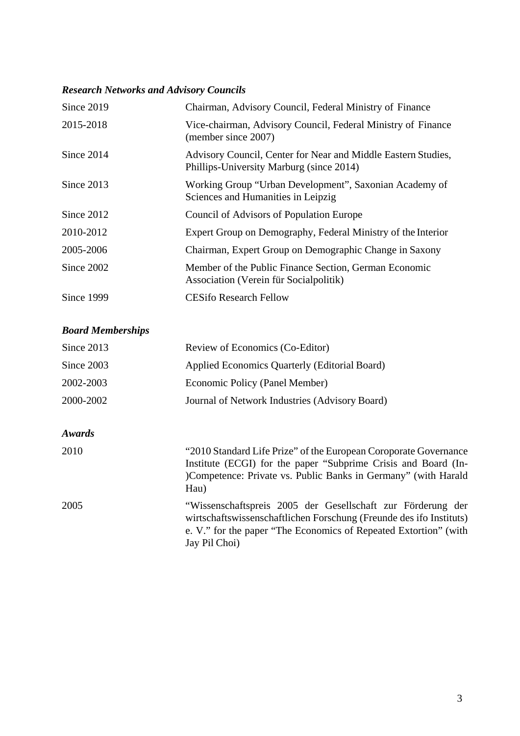### *Research Networks and Advisory Councils*

| | |
|---|---|
| Since 2019 | Chairman, Advisory Council, Federal Ministry of Finance |
| 2015-2018 | Vice-chairman, Advisory Council, Federal Ministry of Finance (member since 2007) |
| Since 2014 | Advisory Council, Center for Near and Middle Eastern Studies, Phillips-University Marburg (since 2014) |
| Since 2013 | Working Group "Urban Development", Saxonian Academy of Sciences and Humanities in Leipzig |
| Since 2012 | Council of Advisors of Population Europe |
| 2010-2012 | Expert Group on Demography, Federal Ministry of the Interior |
| 2005-2006 | Chairman, Expert Group on Demographic Change in Saxony |
| Since 2002 | Member of the Public Finance Section, German Economic Association (Verein für Socialpolitik) |
| Since 1999 | CESifo Research Fellow |

### *Board Memberships*

| | |
|---|---|
| Since 2013 | Review of Economics (Co-Editor) |
| Since 2003 | Applied Economics Quarterly (Editorial Board) |
| 2002-2003 | Economic Policy (Panel Member) |
| 2000-2002 | Journal of Network Industries (Advisory Board) |

### *Awards*

| | |
|---|---|
| 2010 | "2010 Standard Life Prize" of the European Coroporate Governance Institute (ECGI) for the paper "Subprime Crisis and Board (In-)Competence: Private vs. Public Banks in Germany" (with Harald Hau) |
| 2005 | "Wissenschaftspreis 2005 der Gesellschaft zur Förderung der wirtschaftswissenschaftlichen Forschung (Freunde des ifo Instituts) e. V." for the paper "The Economics of Repeated Extortion" (with Jay Pil Choi) |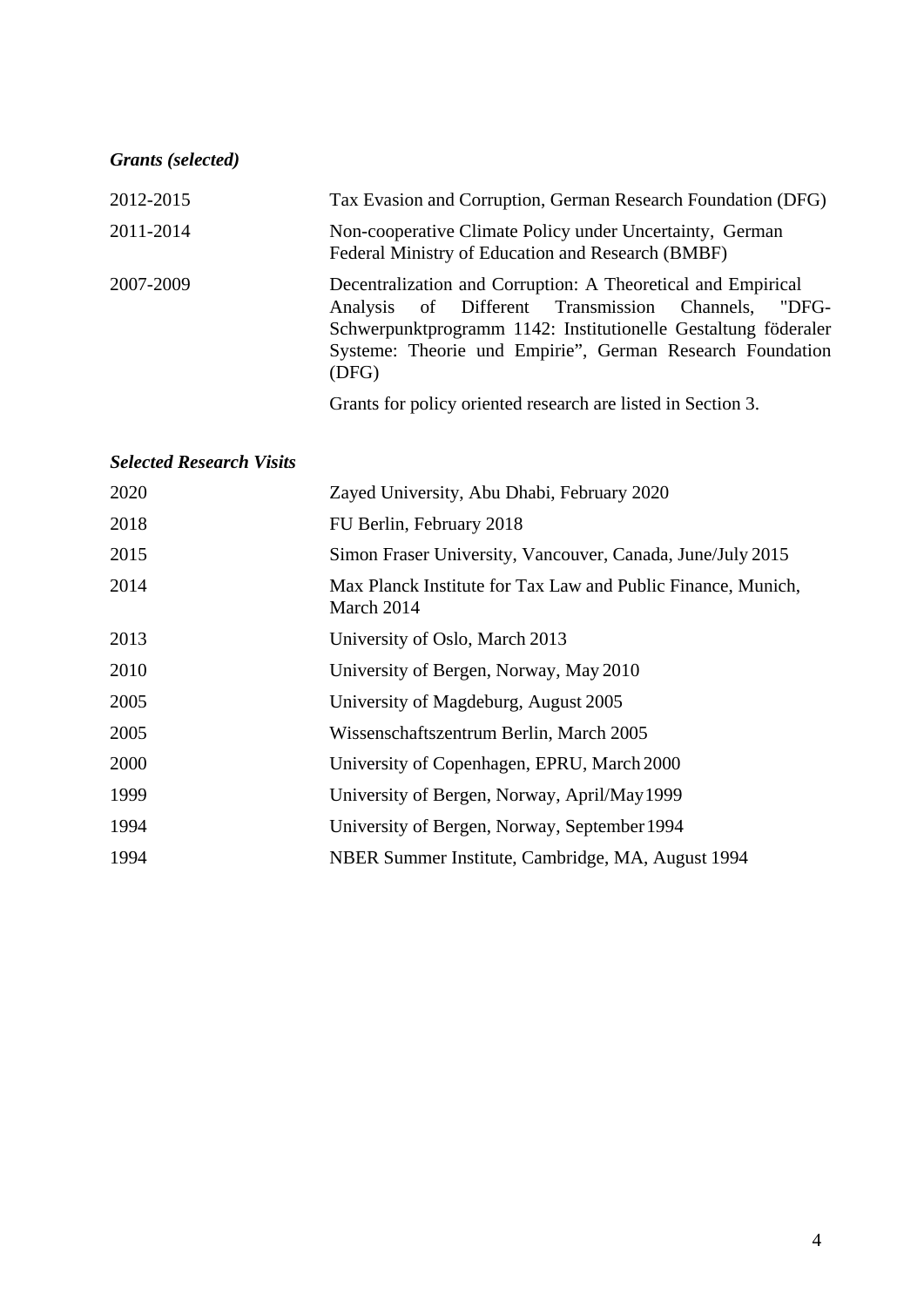***Grants (selected)***

| | |
|---|---|
| 2012-2015 | Tax Evasion and Corruption, German Research Foundation (DFG) |
| 2011-2014 | Non-cooperative Climate Policy under Uncertainty, German Federal Ministry of Education and Research (BMBF) |
| 2007-2009 | Decentralization and Corruption: A Theoretical and Empirical Analysis of Different Transmission Channels, "DFG-Schwerpunktprogramm 1142: Institutionelle Gestaltung föderaler Systeme: Theorie und Empirie", German Research Foundation (DFG) |
| | Grants for policy oriented research are listed in Section 3. |

***Selected Research Visits***

| | |
|---|---|
| 2020 | Zayed University, Abu Dhabi, February 2020 |
| 2018 | FU Berlin, February 2018 |
| 2015 | Simon Fraser University, Vancouver, Canada, June/July 2015 |
| 2014 | Max Planck Institute for Tax Law and Public Finance, Munich, March 2014 |
| 2013 | University of Oslo, March 2013 |
| 2010 | University of Bergen, Norway, May 2010 |
| 2005 | University of Magdeburg, August 2005 |
| 2005 | Wissenschaftszentrum Berlin, March 2005 |
| 2000 | University of Copenhagen, EPRU, March 2000 |
| 1999 | University of Bergen, Norway, April/May 1999 |
| 1994 | University of Bergen, Norway, September 1994 |
| 1994 | NBER Summer Institute, Cambridge, MA, August 1994 |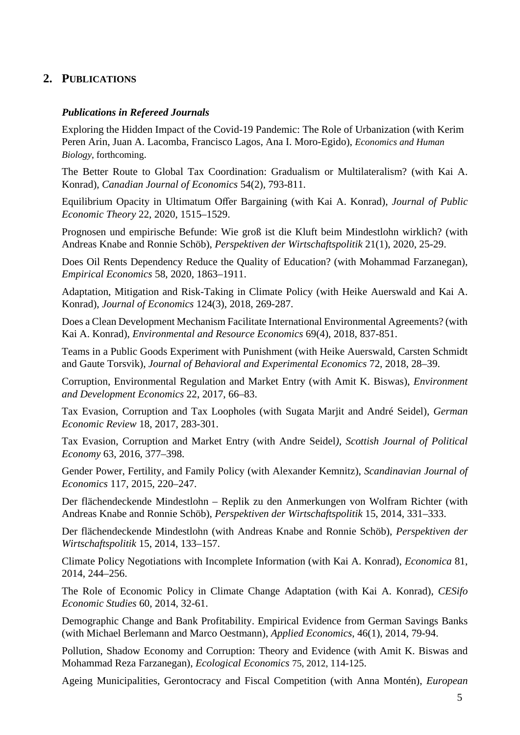## 2. Publications

### *Publications in Refereed Journals*

Exploring the Hidden Impact of the Covid-19 Pandemic: The Role of Urbanization (with Kerim Peren Arin, Juan A. Lacomba, Francisco Lagos, Ana I. Moro-Egido), *Economics and Human Biology*, forthcoming.

The Better Route to Global Tax Coordination: Gradualism or Multilateralism? (with Kai A. Konrad), *Canadian Journal of Economics* 54(2), 793-811.

Equilibrium Opacity in Ultimatum Offer Bargaining (with Kai A. Konrad), *Journal of Public Economic Theory* 22, 2020, 1515–1529.

Prognosen und empirische Befunde: Wie groß ist die Kluft beim Mindestlohn wirklich? (with Andreas Knabe and Ronnie Schöb), *Perspektiven der Wirtschaftspolitik* 21(1), 2020, 25-29.

Does Oil Rents Dependency Reduce the Quality of Education? (with Mohammad Farzanegan), *Empirical Economics* 58, 2020, 1863–1911.

Adaptation, Mitigation and Risk-Taking in Climate Policy (with Heike Auerswald and Kai A. Konrad), *Journal of Economics* 124(3), 2018, 269-287.

Does a Clean Development Mechanism Facilitate International Environmental Agreements? (with Kai A. Konrad), *Environmental and Resource Economics* 69(4), 2018, 837-851.

Teams in a Public Goods Experiment with Punishment (with Heike Auerswald, Carsten Schmidt and Gaute Torsvik), *Journal of Behavioral and Experimental Economics* 72, 2018, 28–39.

Corruption, Environmental Regulation and Market Entry (with Amit K. Biswas), *Environment and Development Economics* 22, 2017, 66–83.

Tax Evasion, Corruption and Tax Loopholes (with Sugata Marjit and André Seidel), *German Economic Review* 18, 2017, 283-301.

Tax Evasion, Corruption and Market Entry (with Andre Seidel), *Scottish Journal of Political Economy* 63, 2016, 377–398.

Gender Power, Fertility, and Family Policy (with Alexander Kemnitz), *Scandinavian Journal of Economics* 117, 2015, 220–247.

Der flächendeckende Mindestlohn – Replik zu den Anmerkungen von Wolfram Richter (with Andreas Knabe and Ronnie Schöb), *Perspektiven der Wirtschaftspolitik* 15, 2014, 331–333.

Der flächendeckende Mindestlohn (with Andreas Knabe and Ronnie Schöb), *Perspektiven der Wirtschaftspolitik* 15, 2014, 133–157.

Climate Policy Negotiations with Incomplete Information (with Kai A. Konrad), *Economica* 81, 2014, 244–256.

The Role of Economic Policy in Climate Change Adaptation (with Kai A. Konrad), *CESifo Economic Studies* 60, 2014, 32-61.

Demographic Change and Bank Profitability. Empirical Evidence from German Savings Banks (with Michael Berlemann and Marco Oestmann), *Applied Economics*, 46(1), 2014, 79-94.

Pollution, Shadow Economy and Corruption: Theory and Evidence (with Amit K. Biswas and Mohammad Reza Farzanegan), *Ecological Economics* 75, 2012, 114-125.

Ageing Municipalities, Gerontocracy and Fiscal Competition (with Anna Montén), *European*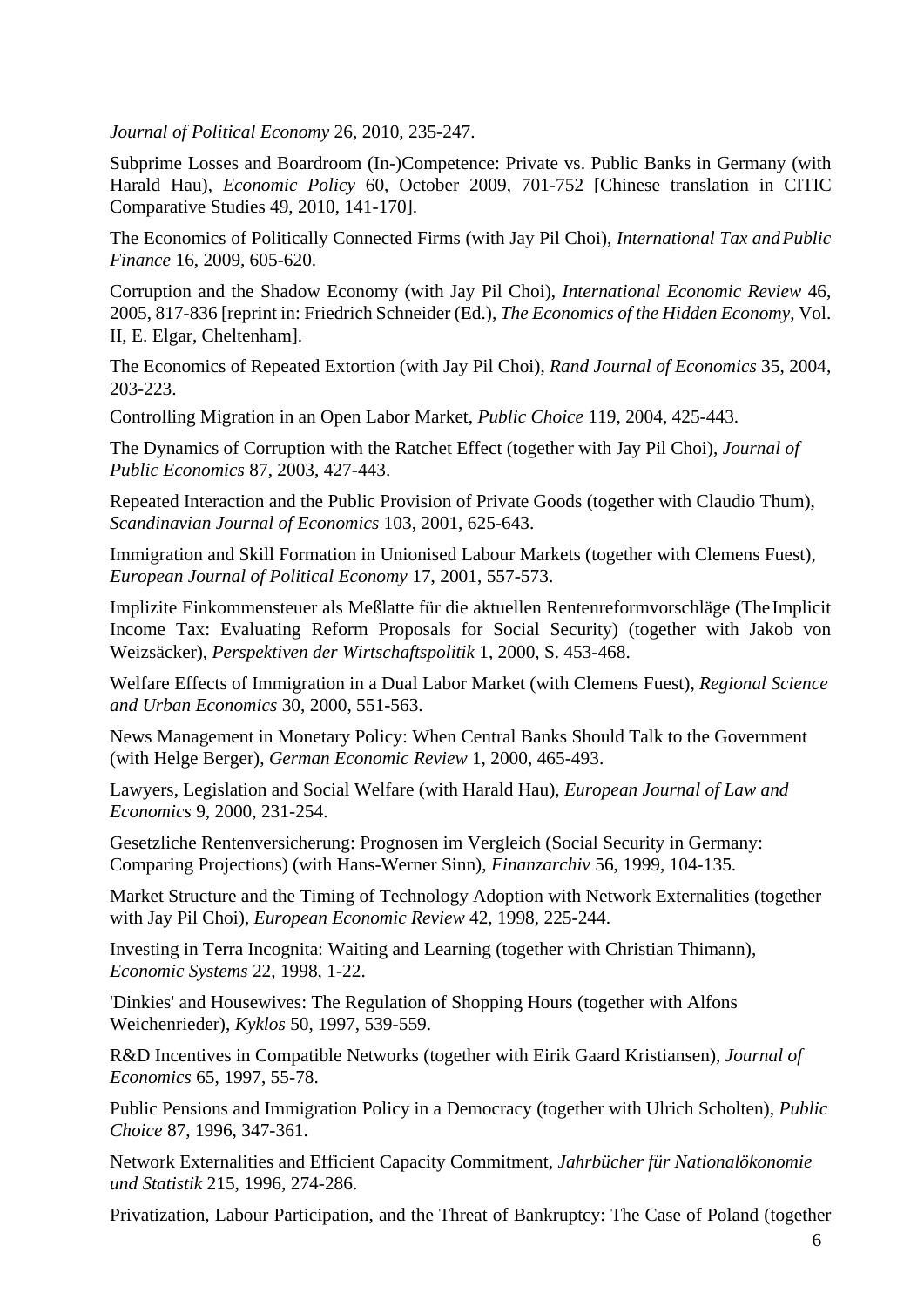*Journal of Political Economy* 26, 2010, 235-247.

Subprime Losses and Boardroom (In-)Competence: Private vs. Public Banks in Germany (with Harald Hau), *Economic Policy* 60, October 2009, 701-752 [Chinese translation in CITIC Comparative Studies 49, 2010, 141-170].

The Economics of Politically Connected Firms (with Jay Pil Choi), *International Tax and Public Finance* 16, 2009, 605-620.

Corruption and the Shadow Economy (with Jay Pil Choi), *International Economic Review* 46, 2005, 817-836 [reprint in: Friedrich Schneider (Ed.), *The Economics of the Hidden Economy*, Vol. II, E. Elgar, Cheltenham].

The Economics of Repeated Extortion (with Jay Pil Choi), *Rand Journal of Economics* 35, 2004, 203-223.

Controlling Migration in an Open Labor Market, *Public Choice* 119, 2004, 425-443.

The Dynamics of Corruption with the Ratchet Effect (together with Jay Pil Choi), *Journal of Public Economics* 87, 2003, 427-443.

Repeated Interaction and the Public Provision of Private Goods (together with Claudio Thum), *Scandinavian Journal of Economics* 103, 2001, 625-643.

Immigration and Skill Formation in Unionised Labour Markets (together with Clemens Fuest), *European Journal of Political Economy* 17, 2001, 557-573.

Implizite Einkommensteuer als Meßlatte für die aktuellen Rentenreformvorschläge (The Implicit Income Tax: Evaluating Reform Proposals for Social Security) (together with Jakob von Weizsäcker), *Perspektiven der Wirtschaftspolitik* 1, 2000, S. 453-468.

Welfare Effects of Immigration in a Dual Labor Market (with Clemens Fuest), *Regional Science and Urban Economics* 30, 2000, 551-563.

News Management in Monetary Policy: When Central Banks Should Talk to the Government (with Helge Berger), *German Economic Review* 1, 2000, 465-493.

Lawyers, Legislation and Social Welfare (with Harald Hau), *European Journal of Law and Economics* 9, 2000, 231-254.

Gesetzliche Rentenversicherung: Prognosen im Vergleich (Social Security in Germany: Comparing Projections) (with Hans-Werner Sinn), *Finanzarchiv* 56, 1999, 104-135.

Market Structure and the Timing of Technology Adoption with Network Externalities (together with Jay Pil Choi), *European Economic Review* 42, 1998, 225-244.

Investing in Terra Incognita: Waiting and Learning (together with Christian Thimann), *Economic Systems* 22, 1998, 1-22.

'Dinkies' and Housewives: The Regulation of Shopping Hours (together with Alfons Weichenrieder), *Kyklos* 50, 1997, 539-559.

R&D Incentives in Compatible Networks (together with Eirik Gaard Kristiansen), *Journal of Economics* 65, 1997, 55-78.

Public Pensions and Immigration Policy in a Democracy (together with Ulrich Scholten), *Public Choice* 87, 1996, 347-361.

Network Externalities and Efficient Capacity Commitment, *Jahrbücher für Nationalökonomie und Statistik* 215, 1996, 274-286.

Privatization, Labour Participation, and the Threat of Bankruptcy: The Case of Poland (together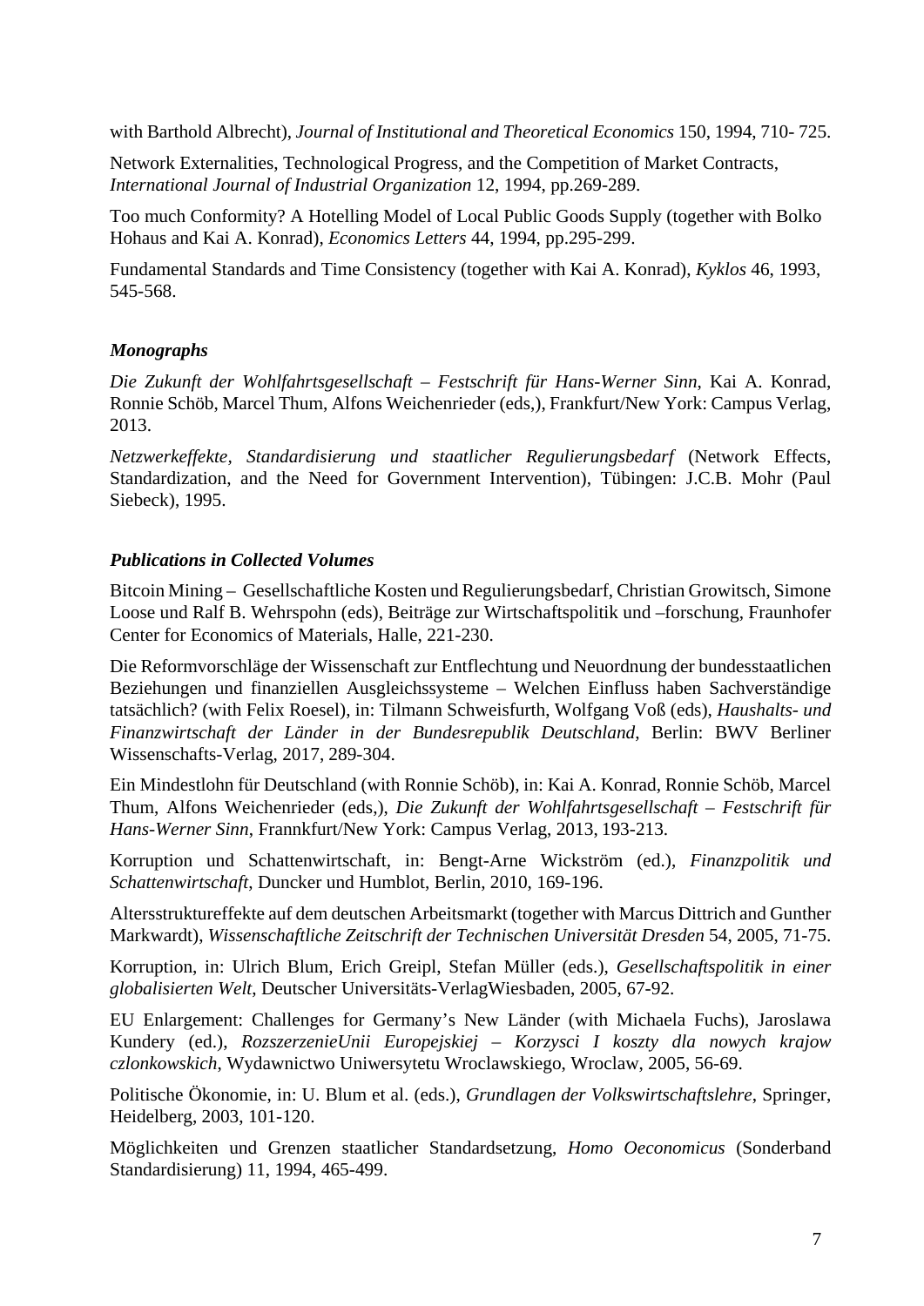with Barthold Albrecht), *Journal of Institutional and Theoretical Economics* 150, 1994, 710- 725.

Network Externalities, Technological Progress, and the Competition of Market Contracts, *International Journal of Industrial Organization* 12, 1994, pp.269-289.

Too much Conformity? A Hotelling Model of Local Public Goods Supply (together with Bolko Hohaus and Kai A. Konrad), *Economics Letters* 44, 1994, pp.295-299.

Fundamental Standards and Time Consistency (together with Kai A. Konrad), *Kyklos* 46, 1993, 545-568.

### *Monographs*

*Die Zukunft der Wohlfahrtsgesellschaft – Festschrift für Hans-Werner Sinn*, Kai A. Konrad, Ronnie Schöb, Marcel Thum, Alfons Weichenrieder (eds,), Frankfurt/New York: Campus Verlag, 2013.

*Netzwerkeffekte, Standardisierung und staatlicher Regulierungsbedarf* (Network Effects, Standardization, and the Need for Government Intervention), Tübingen: J.C.B. Mohr (Paul Siebeck), 1995.

### *Publications in Collected Volumes*

Bitcoin Mining – Gesellschaftliche Kosten und Regulierungsbedarf, Christian Growitsch, Simone Loose und Ralf B. Wehrspohn (eds), Beiträge zur Wirtschaftspolitik und –forschung, Fraunhofer Center for Economics of Materials, Halle, 221-230.

Die Reformvorschläge der Wissenschaft zur Entflechtung und Neuordnung der bundesstaatlichen Beziehungen und finanziellen Ausgleichssysteme – Welchen Einfluss haben Sachverständige tatsächlich? (with Felix Roesel), in: Tilmann Schweisfurth, Wolfgang Voß (eds), *Haushalts- und Finanzwirtschaft der Länder in der Bundesrepublik Deutschland*, Berlin: BWV Berliner Wissenschafts-Verlag, 2017, 289-304.

Ein Mindestlohn für Deutschland (with Ronnie Schöb), in: Kai A. Konrad, Ronnie Schöb, Marcel Thum, Alfons Weichenrieder (eds,), *Die Zukunft der Wohlfahrtsgesellschaft – Festschrift für Hans-Werner Sinn*, Frannkfurt/New York: Campus Verlag, 2013, 193-213.

Korruption und Schattenwirtschaft, in: Bengt-Arne Wickström (ed.), *Finanzpolitik und Schattenwirtschaft*, Duncker und Humblot, Berlin, 2010, 169-196.

Altersstruktureffekte auf dem deutschen Arbeitsmarkt (together with Marcus Dittrich and Gunther Markwardt), *Wissenschaftliche Zeitschrift der Technischen Universität Dresden* 54, 2005, 71-75.

Korruption, in: Ulrich Blum, Erich Greipl, Stefan Müller (eds.), *Gesellschaftspolitik in einer globalisierten Welt*, Deutscher Universitäts-VerlagWiesbaden, 2005, 67-92.

EU Enlargement: Challenges for Germany's New Länder (with Michaela Fuchs), Jaroslawa Kundery (ed.), *RozszerzenieUnii Europejskiej – Korzysci I koszty dla nowych krajow czlonkowskich*, Wydawnictwo Uniwersytetu Wroclawskiego, Wroclaw, 2005, 56-69.

Politische Ökonomie, in: U. Blum et al. (eds.), *Grundlagen der Volkswirtschaftslehre*, Springer, Heidelberg, 2003, 101-120.

Möglichkeiten und Grenzen staatlicher Standardsetzung, *Homo Oeconomicus* (Sonderband Standardisierung) 11, 1994, 465-499.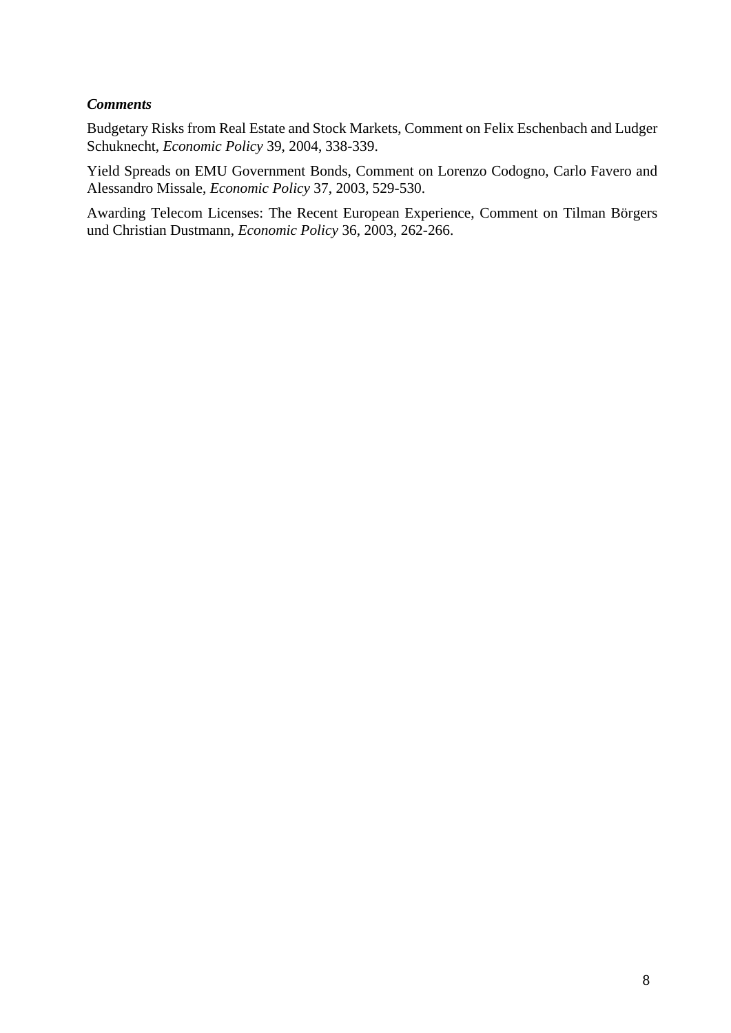### ***Comments***

Budgetary Risks from Real Estate and Stock Markets, Comment on Felix Eschenbach and Ludger Schuknecht, *Economic Policy* 39, 2004, 338-339.

Yield Spreads on EMU Government Bonds, Comment on Lorenzo Codogno, Carlo Favero and Alessandro Missale, *Economic Policy* 37, 2003, 529-530.

Awarding Telecom Licenses: The Recent European Experience, Comment on Tilman Börgers und Christian Dustmann, *Economic Policy* 36, 2003, 262-266.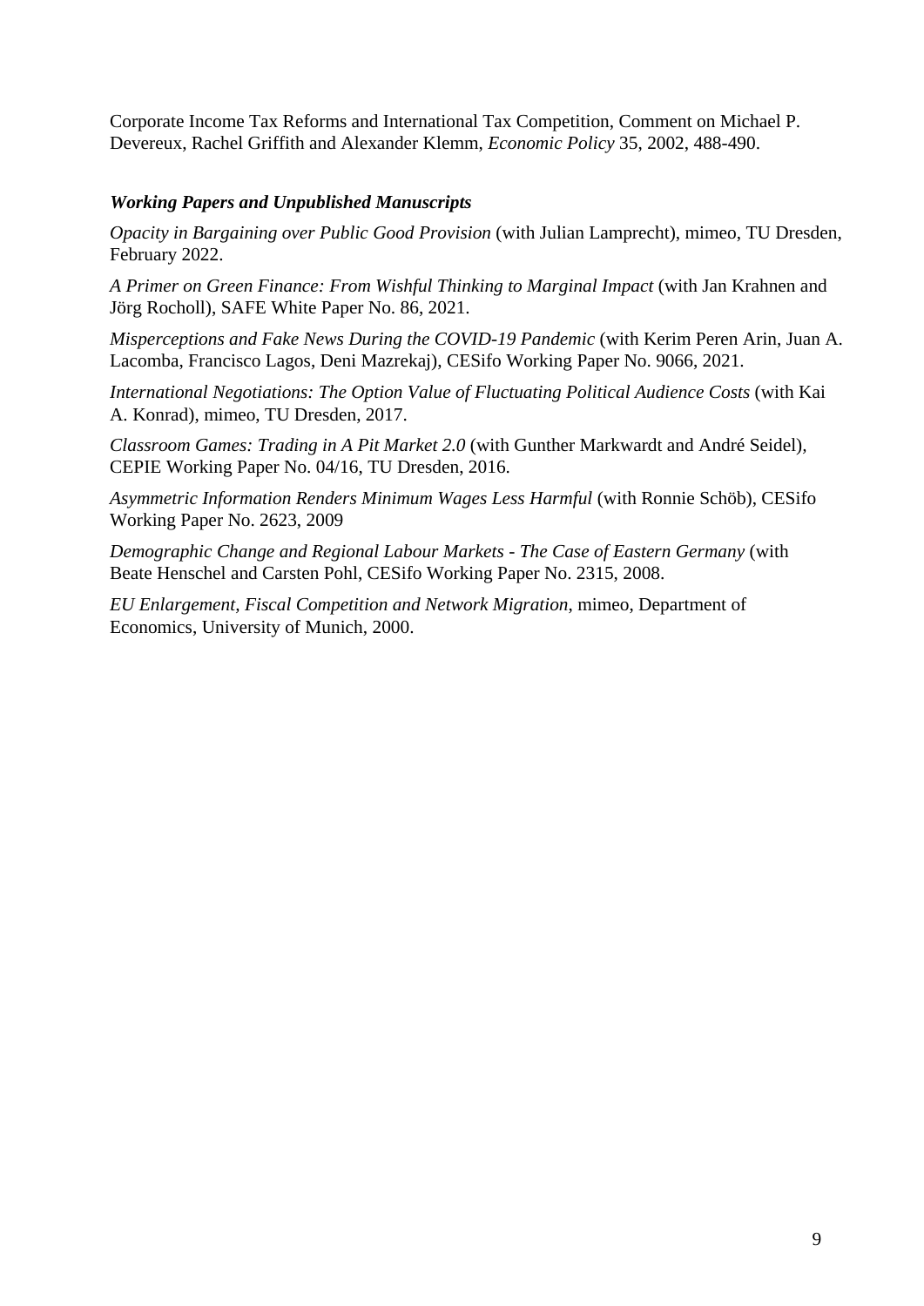Corporate Income Tax Reforms and International Tax Competition, Comment on Michael P. Devereux, Rachel Griffith and Alexander Klemm, *Economic Policy* 35, 2002, 488-490.

### *Working Papers and Unpublished Manuscripts*

*Opacity in Bargaining over Public Good Provision* (with Julian Lamprecht), mimeo, TU Dresden, February 2022.

*A Primer on Green Finance: From Wishful Thinking to Marginal Impact* (with Jan Krahnen and Jörg Rocholl), SAFE White Paper No. 86, 2021.

*Misperceptions and Fake News During the COVID-19 Pandemic* (with Kerim Peren Arin, Juan A. Lacomba, Francisco Lagos, Deni Mazrekaj), CESifo Working Paper No. 9066, 2021.

*International Negotiations: The Option Value of Fluctuating Political Audience Costs* (with Kai A. Konrad), mimeo, TU Dresden, 2017.

*Classroom Games: Trading in A Pit Market 2.0* (with Gunther Markwardt and André Seidel), CEPIE Working Paper No. 04/16, TU Dresden, 2016.

*Asymmetric Information Renders Minimum Wages Less Harmful* (with Ronnie Schöb), CESifo Working Paper No. 2623, 2009

*Demographic Change and Regional Labour Markets - The Case of Eastern Germany* (with Beate Henschel and Carsten Pohl, CESifo Working Paper No. 2315, 2008.

*EU Enlargement, Fiscal Competition and Network Migration*, mimeo, Department of Economics, University of Munich, 2000.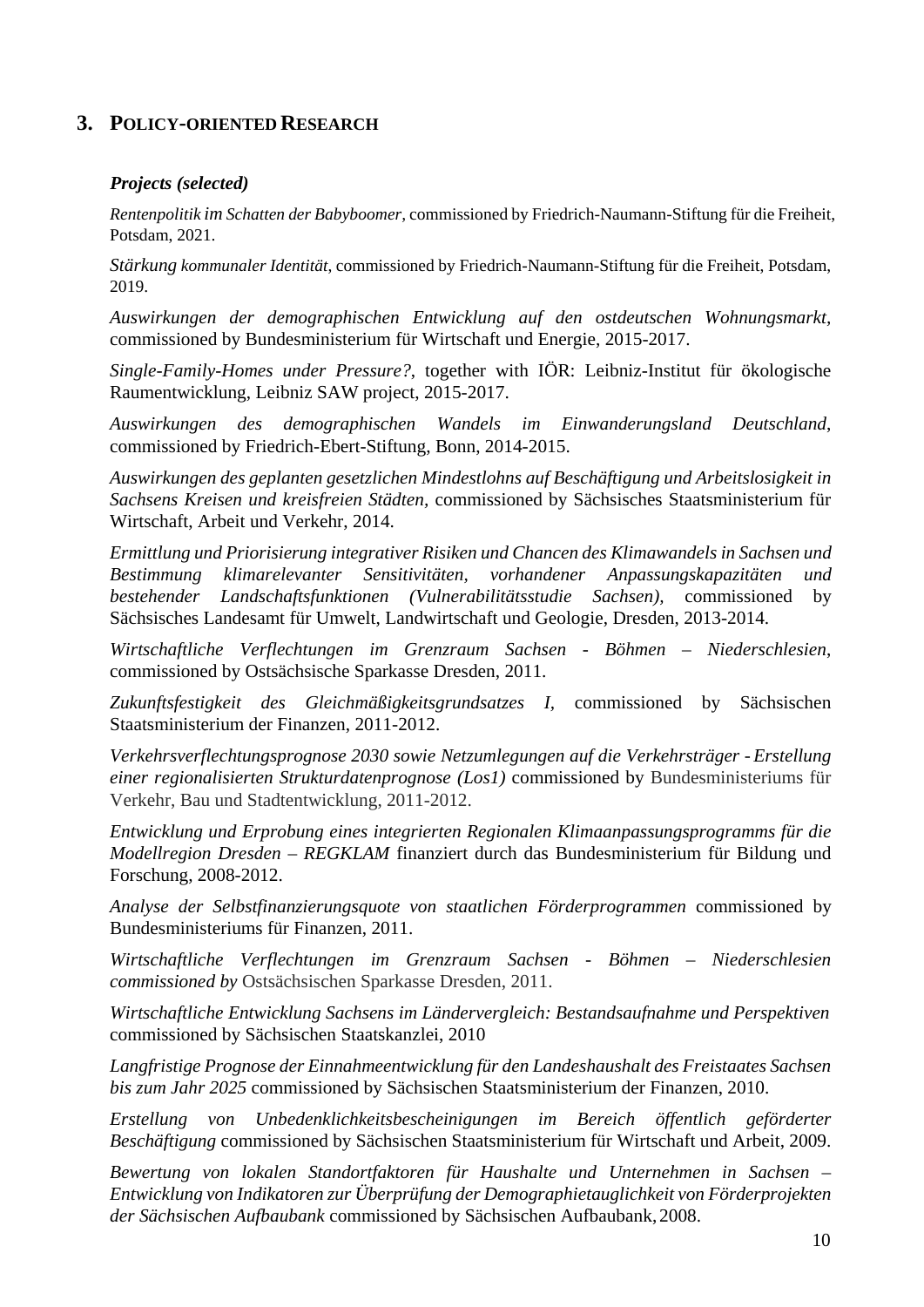## 3. POLICY-ORIENTED RESEARCH

### *Projects (selected)*

*Rentenpolitik im Schatten der Babyboomer*, commissioned by Friedrich-Naumann-Stiftung für die Freiheit, Potsdam, 2021.

*Stärkung kommunaler Identität*, commissioned by Friedrich-Naumann-Stiftung für die Freiheit, Potsdam, 2019.

*Auswirkungen der demographischen Entwicklung auf den ostdeutschen Wohnungsmarkt*, commissioned by Bundesministerium für Wirtschaft und Energie, 2015-2017.

*Single-Family-Homes under Pressure?*, together with IÖR: Leibniz-Institut für ökologische Raumentwicklung, Leibniz SAW project, 2015-2017.

*Auswirkungen des demographischen Wandels im Einwanderungsland Deutschland*, commissioned by Friedrich-Ebert-Stiftung, Bonn, 2014-2015.

*Auswirkungen des geplanten gesetzlichen Mindestlohns auf Beschäftigung und Arbeitslosigkeit in Sachsens Kreisen und kreisfreien Städten*, commissioned by Sächsisches Staatsministerium für Wirtschaft, Arbeit und Verkehr, 2014.

*Ermittlung und Priorisierung integrativer Risiken und Chancen des Klimawandels in Sachsen und Bestimmung klimarelevanter Sensitivitäten, vorhandener Anpassungskapazitäten und bestehender Landschaftsfunktionen (Vulnerabilitätsstudie Sachsen),* commissioned by Sächsisches Landesamt für Umwelt, Landwirtschaft und Geologie, Dresden, 2013-2014.

*Wirtschaftliche Verflechtungen im Grenzraum Sachsen - Böhmen – Niederschlesien*, commissioned by Ostsächsische Sparkasse Dresden, 2011.

*Zukunftsfestigkeit des Gleichmäßigkeitsgrundsatzes I*, commissioned by Sächsischen Staatsministerium der Finanzen, 2011-2012.

*Verkehrsverflechtungsprognose 2030 sowie Netzumlegungen auf die Verkehrsträger - Erstellung einer regionalisierten Strukturdatenprognose (Los1)* commissioned by Bundesministeriums für Verkehr, Bau und Stadtentwicklung, 2011-2012.

*Entwicklung und Erprobung eines integrierten Regionalen Klimaanpassungsprogramms für die Modellregion Dresden – REGKLAM* finanziert durch das Bundesministerium für Bildung und Forschung, 2008-2012.

*Analyse der Selbstfinanzierungsquote von staatlichen Förderprogrammen* commissioned by Bundesministeriums für Finanzen, 2011.

*Wirtschaftliche Verflechtungen im Grenzraum Sachsen - Böhmen – Niederschlesien commissioned by* Ostsächsischen Sparkasse Dresden, 2011.

*Wirtschaftliche Entwicklung Sachsens im Ländervergleich: Bestandsaufnahme und Perspektiven* commissioned by Sächsischen Staatskanzlei, 2010

*Langfristige Prognose der Einnahmeentwicklung für den Landeshaushalt des Freistaates Sachsen bis zum Jahr 2025* commissioned by Sächsischen Staatsministerium der Finanzen, 2010.

*Erstellung von Unbedenklichkeitsbescheinigungen im Bereich öffentlich geförderter Beschäftigung* commissioned by Sächsischen Staatsministerium für Wirtschaft und Arbeit, 2009.

*Bewertung von lokalen Standortfaktoren für Haushalte und Unternehmen in Sachsen – Entwicklung von Indikatoren zur Überprüfung der Demographietauglichkeit von Förderprojekten der Sächsischen Aufbaubank* commissioned by Sächsischen Aufbaubank, 2008.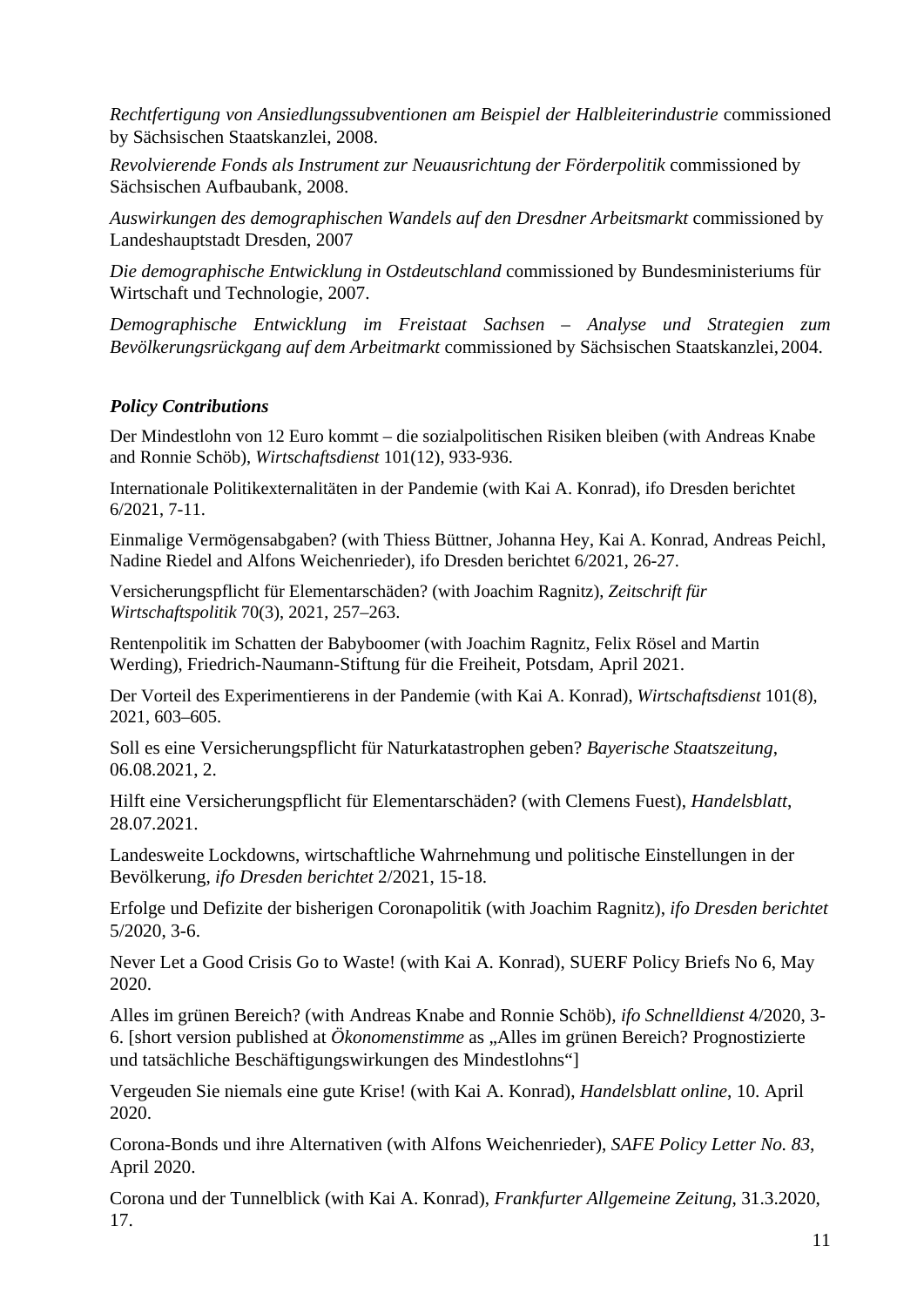*Rechtfertigung von Ansiedlungssubventionen am Beispiel der Halbleiterindustrie* commissioned by Sächsischen Staatskanzlei, 2008.

*Revolvierende Fonds als Instrument zur Neuausrichtung der Förderpolitik* commissioned by Sächsischen Aufbaubank, 2008.

*Auswirkungen des demographischen Wandels auf den Dresdner Arbeitsmarkt* commissioned by Landeshauptstadt Dresden, 2007

*Die demographische Entwicklung in Ostdeutschland* commissioned by Bundesministeriums für Wirtschaft und Technologie, 2007.

*Demographische Entwicklung im Freistaat Sachsen – Analyse und Strategien zum Bevölkerungsrückgang auf dem Arbeitmarkt* commissioned by Sächsischen Staatskanzlei, 2004.

***Policy Contributions***

Der Mindestlohn von 12 Euro kommt – die sozialpolitischen Risiken bleiben (with Andreas Knabe and Ronnie Schöb), *Wirtschaftsdienst* 101(12), 933-936.

Internationale Politikexternalitäten in der Pandemie (with Kai A. Konrad), ifo Dresden berichtet 6/2021, 7-11.

Einmalige Vermögensabgaben? (with Thiess Büttner, Johanna Hey, Kai A. Konrad, Andreas Peichl, Nadine Riedel and Alfons Weichenrieder), ifo Dresden berichtet 6/2021, 26-27.

Versicherungspflicht für Elementarschäden? (with Joachim Ragnitz), *Zeitschrift für Wirtschaftspolitik* 70(3), 2021, 257–263.

Rentenpolitik im Schatten der Babyboomer (with Joachim Ragnitz, Felix Rösel and Martin Werding), Friedrich-Naumann-Stiftung für die Freiheit, Potsdam, April 2021.

Der Vorteil des Experimentierens in der Pandemie (with Kai A. Konrad), *Wirtschaftsdienst* 101(8), 2021, 603–605.

Soll es eine Versicherungspflicht für Naturkatastrophen geben? *Bayerische Staatszeitung*, 06.08.2021, 2.

Hilft eine Versicherungspflicht für Elementarschäden? (with Clemens Fuest), *Handelsblatt*, 28.07.2021.

Landesweite Lockdowns, wirtschaftliche Wahrnehmung und politische Einstellungen in der Bevölkerung, *ifo Dresden berichtet* 2/2021, 15-18.

Erfolge und Defizite der bisherigen Coronapolitik (with Joachim Ragnitz), *ifo Dresden berichtet* 5/2020, 3-6.

Never Let a Good Crisis Go to Waste! (with Kai A. Konrad), SUERF Policy Briefs No 6, May 2020.

Alles im grünen Bereich? (with Andreas Knabe and Ronnie Schöb), *ifo Schnelldienst* 4/2020, 3-6. [short version published at *Ökonomenstimme* as „Alles im grünen Bereich? Prognostizierte und tatsächliche Beschäftigungswirkungen des Mindestlohns"]

Vergeuden Sie niemals eine gute Krise! (with Kai A. Konrad), *Handelsblatt online*, 10. April 2020.

Corona-Bonds und ihre Alternativen (with Alfons Weichenrieder), *SAFE Policy Letter No. 83*, April 2020.

Corona und der Tunnelblick (with Kai A. Konrad), *Frankfurter Allgemeine Zeitung*, 31.3.2020, 17.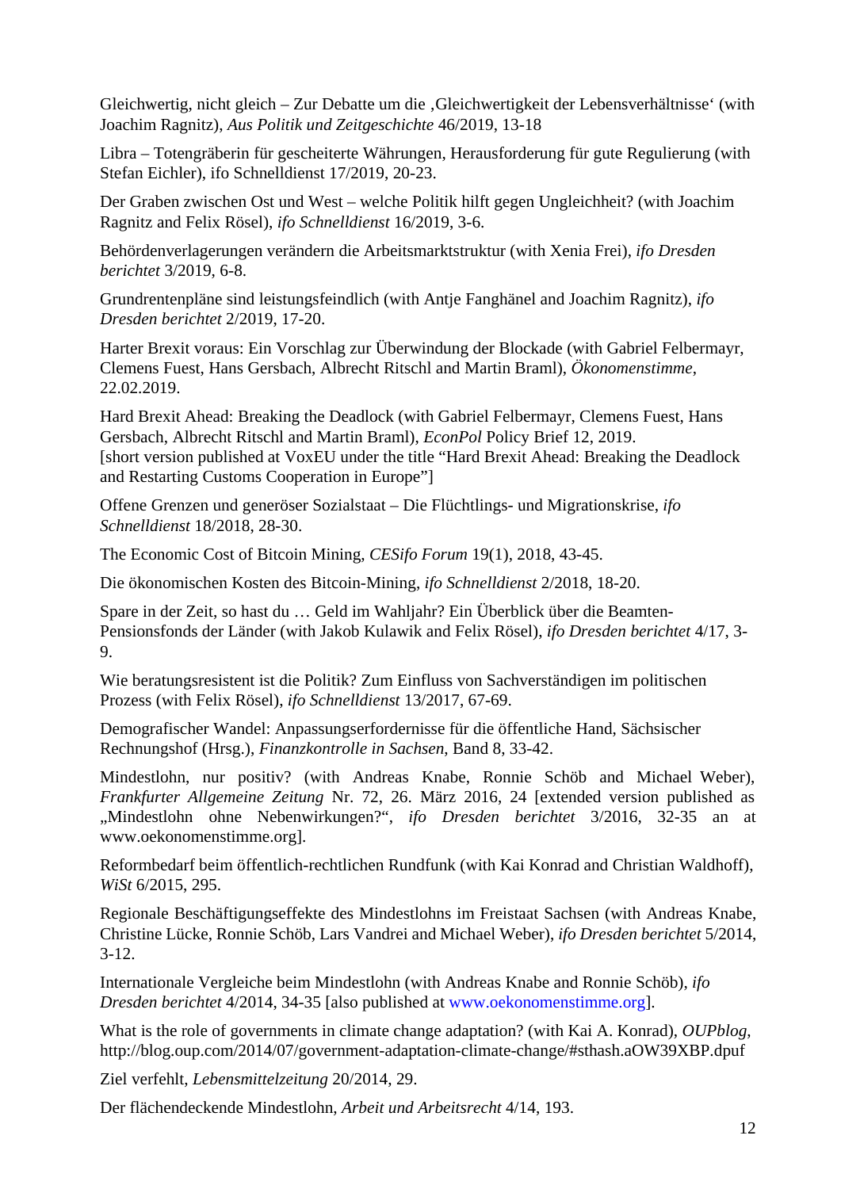Gleichwertig, nicht gleich – Zur Debatte um die ‚Gleichwertigkeit der Lebensverhältnisse' (with Joachim Ragnitz), *Aus Politik und Zeitgeschichte* 46/2019, 13-18

Libra – Totengräberin für gescheiterte Währungen, Herausforderung für gute Regulierung (with Stefan Eichler), ifo Schnelldienst 17/2019, 20-23.

Der Graben zwischen Ost und West – welche Politik hilft gegen Ungleichheit? (with Joachim Ragnitz and Felix Rösel), *ifo Schnelldienst* 16/2019, 3-6.

Behördenverlagerungen verändern die Arbeitsmarktstruktur (with Xenia Frei), *ifo Dresden berichtet* 3/2019, 6-8.

Grundrentenpläne sind leistungsfeindlich (with Antje Fanghänel and Joachim Ragnitz), *ifo Dresden berichtet* 2/2019, 17-20.

Harter Brexit voraus: Ein Vorschlag zur Überwindung der Blockade (with Gabriel Felbermayr, Clemens Fuest, Hans Gersbach, Albrecht Ritschl and Martin Braml), *Ökonomenstimme*, 22.02.2019.

Hard Brexit Ahead: Breaking the Deadlock (with Gabriel Felbermayr, Clemens Fuest, Hans Gersbach, Albrecht Ritschl and Martin Braml), *EconPol* Policy Brief 12, 2019.
[short version published at VoxEU under the title "Hard Brexit Ahead: Breaking the Deadlock and Restarting Customs Cooperation in Europe"]

Offene Grenzen und generöser Sozialstaat – Die Flüchtlings- und Migrationskrise, *ifo Schnelldienst* 18/2018, 28-30.

The Economic Cost of Bitcoin Mining, *CESifo Forum* 19(1), 2018, 43-45.

Die ökonomischen Kosten des Bitcoin-Mining, *ifo Schnelldienst* 2/2018, 18-20.

Spare in der Zeit, so hast du … Geld im Wahljahr? Ein Überblick über die Beamten-Pensionsfonds der Länder (with Jakob Kulawik and Felix Rösel), *ifo Dresden berichtet* 4/17, 3-9.

Wie beratungsresistent ist die Politik? Zum Einfluss von Sachverständigen im politischen Prozess (with Felix Rösel), *ifo Schnelldienst* 13/2017, 67-69.

Demografischer Wandel: Anpassungserfordernisse für die öffentliche Hand, Sächsischer Rechnungshof (Hrsg.), *Finanzkontrolle in Sachsen*, Band 8, 33-42.

Mindestlohn, nur positiv? (with Andreas Knabe, Ronnie Schöb and Michael Weber), *Frankfurter Allgemeine Zeitung* Nr. 72, 26. März 2016, 24 [extended version published as „Mindestlohn ohne Nebenwirkungen?", *ifo Dresden berichtet* 3/2016, 32-35 an at www.oekonomenstimme.org].

Reformbedarf beim öffentlich-rechtlichen Rundfunk (with Kai Konrad and Christian Waldhoff), *WiSt* 6/2015, 295.

Regionale Beschäftigungseffekte des Mindestlohns im Freistaat Sachsen (with Andreas Knabe, Christine Lücke, Ronnie Schöb, Lars Vandrei and Michael Weber), *ifo Dresden berichtet* 5/2014, 3-12.

Internationale Vergleiche beim Mindestlohn (with Andreas Knabe and Ronnie Schöb), *ifo Dresden berichtet* 4/2014, 34-35 [also published at www.oekonomenstimme.org].

What is the role of governments in climate change adaptation? (with Kai A. Konrad), *OUPblog*, http://blog.oup.com/2014/07/government-adaptation-climate-change/#sthash.aOW39XBP.dpuf

Ziel verfehlt, *Lebensmittelzeitung* 20/2014, 29.

Der flächendeckende Mindestlohn, *Arbeit und Arbeitsrecht* 4/14, 193.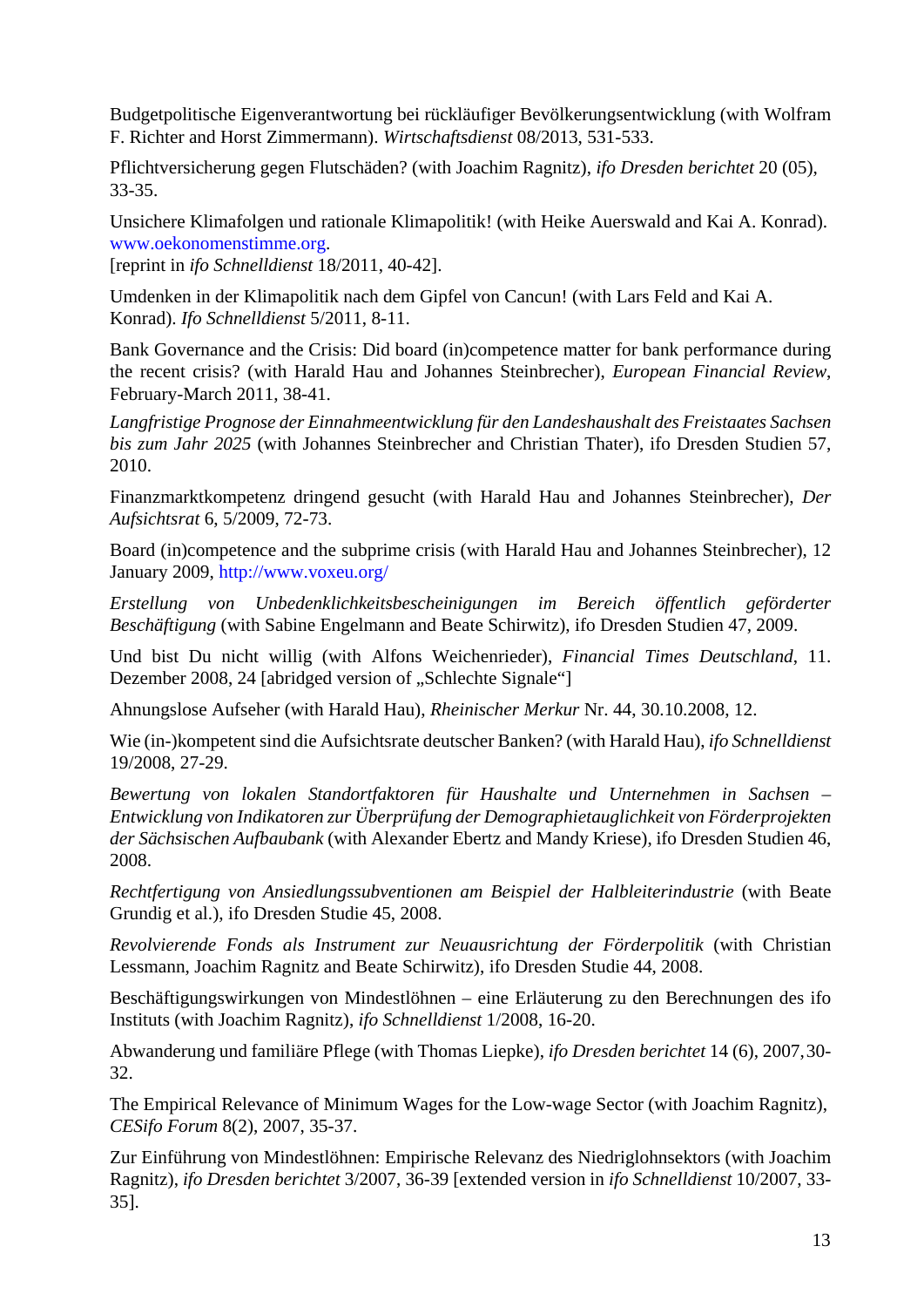Budgetpolitische Eigenverantwortung bei rückläufiger Bevölkerungsentwicklung (with Wolfram F. Richter and Horst Zimmermann). *Wirtschaftsdienst* 08/2013, 531-533.

Pflichtversicherung gegen Flutschäden? (with Joachim Ragnitz), *ifo Dresden berichtet* 20 (05), 33-35.

Unsichere Klimafolgen und rationale Klimapolitik! (with Heike Auerswald and Kai A. Konrad). www.oekonomenstimme.org.
[reprint in *ifo Schnelldienst* 18/2011, 40-42].

Umdenken in der Klimapolitik nach dem Gipfel von Cancun! (with Lars Feld and Kai A. Konrad). *Ifo Schnelldienst* 5/2011, 8-11.

Bank Governance and the Crisis: Did board (in)competence matter for bank performance during the recent crisis? (with Harald Hau and Johannes Steinbrecher), *European Financial Review*, February-March 2011, 38-41.

*Langfristige Prognose der Einnahmeentwicklung für den Landeshaushalt des Freistaates Sachsen bis zum Jahr 2025* (with Johannes Steinbrecher and Christian Thater), ifo Dresden Studien 57, 2010.

Finanzmarktkompetenz dringend gesucht (with Harald Hau and Johannes Steinbrecher), *Der Aufsichtsrat* 6, 5/2009, 72-73.

Board (in)competence and the subprime crisis (with Harald Hau and Johannes Steinbrecher), 12 January 2009, http://www.voxeu.org/

*Erstellung von Unbedenklichkeitsbescheinigungen im Bereich öffentlich geförderter Beschäftigung* (with Sabine Engelmann and Beate Schirwitz), ifo Dresden Studien 47, 2009.

Und bist Du nicht willig (with Alfons Weichenrieder), *Financial Times Deutschland*, 11. Dezember 2008, 24 [abridged version of „Schlechte Signale"]

Ahnungslose Aufseher (with Harald Hau), *Rheinischer Merkur* Nr. 44, 30.10.2008, 12.

Wie (in-)kompetent sind die Aufsichtsrate deutscher Banken? (with Harald Hau), *ifo Schnelldienst* 19/2008, 27-29.

*Bewertung von lokalen Standortfaktoren für Haushalte und Unternehmen in Sachsen – Entwicklung von Indikatoren zur Überprüfung der Demographietauglichkeit von Förderprojekten der Sächsischen Aufbaubank* (with Alexander Ebertz and Mandy Kriese), ifo Dresden Studien 46, 2008.

*Rechtfertigung von Ansiedlungssubventionen am Beispiel der Halbleiterindustrie* (with Beate Grundig et al.), ifo Dresden Studie 45, 2008.

*Revolvierende Fonds als Instrument zur Neuausrichtung der Förderpolitik* (with Christian Lessmann, Joachim Ragnitz and Beate Schirwitz), ifo Dresden Studie 44, 2008.

Beschäftigungswirkungen von Mindestlöhnen – eine Erläuterung zu den Berechnungen des ifo Instituts (with Joachim Ragnitz), *ifo Schnelldienst* 1/2008, 16-20.

Abwanderung und familiäre Pflege (with Thomas Liepke), *ifo Dresden berichtet* 14 (6), 2007, 30-32.

The Empirical Relevance of Minimum Wages for the Low-wage Sector (with Joachim Ragnitz), *CESifo Forum* 8(2), 2007, 35-37.

Zur Einführung von Mindestlöhnen: Empirische Relevanz des Niedriglohnsektors (with Joachim Ragnitz), *ifo Dresden berichtet* 3/2007, 36-39 [extended version in *ifo Schnelldienst* 10/2007, 33-35].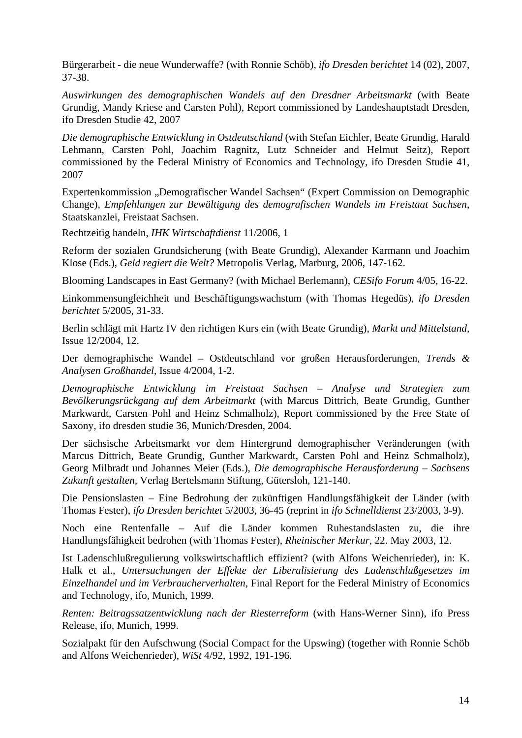Bürgerarbeit - die neue Wunderwaffe? (with Ronnie Schöb), *ifo Dresden berichtet* 14 (02), 2007, 37-38.

*Auswirkungen des demographischen Wandels auf den Dresdner Arbeitsmarkt* (with Beate Grundig, Mandy Kriese and Carsten Pohl), Report commissioned by Landeshauptstadt Dresden, ifo Dresden Studie 42, 2007

*Die demographische Entwicklung in Ostdeutschland* (with Stefan Eichler, Beate Grundig, Harald Lehmann, Carsten Pohl, Joachim Ragnitz, Lutz Schneider and Helmut Seitz), Report commissioned by the Federal Ministry of Economics and Technology, ifo Dresden Studie 41, 2007

Expertenkommission „Demografischer Wandel Sachsen" (Expert Commission on Demographic Change), *Empfehlungen zur Bewältigung des demografischen Wandels im Freistaat Sachsen*, Staatskanzlei, Freistaat Sachsen.

Rechtzeitig handeln, *IHK Wirtschaftdienst* 11/2006, 1

Reform der sozialen Grundsicherung (with Beate Grundig), Alexander Karmann und Joachim Klose (Eds.), *Geld regiert die Welt?* Metropolis Verlag, Marburg, 2006, 147-162.

Blooming Landscapes in East Germany? (with Michael Berlemann), *CESifo Forum* 4/05, 16-22.

Einkommensungleichheit und Beschäftigungswachstum (with Thomas Hegedüs), *ifo Dresden berichtet* 5/2005, 31-33.

Berlin schlägt mit Hartz IV den richtigen Kurs ein (with Beate Grundig), *Markt und Mittelstand*, Issue 12/2004, 12.

Der demographische Wandel – Ostdeutschland vor großen Herausforderungen, *Trends & Analysen Großhandel*, Issue 4/2004, 1-2.

*Demographische Entwicklung im Freistaat Sachsen – Analyse und Strategien zum Bevölkerungsrückgang auf dem Arbeitmarkt* (with Marcus Dittrich, Beate Grundig, Gunther Markwardt, Carsten Pohl and Heinz Schmalholz), Report commissioned by the Free State of Saxony, ifo dresden studie 36, Munich/Dresden, 2004.

Der sächsische Arbeitsmarkt vor dem Hintergrund demographischer Veränderungen (with Marcus Dittrich, Beate Grundig, Gunther Markwardt, Carsten Pohl and Heinz Schmalholz), Georg Milbradt und Johannes Meier (Eds.), *Die demographische Herausforderung – Sachsens Zukunft gestalten*, Verlag Bertelsmann Stiftung, Gütersloh, 121-140.

Die Pensionslasten – Eine Bedrohung der zukünftigen Handlungsfähigkeit der Länder (with Thomas Fester), *ifo Dresden berichtet* 5/2003, 36-45 (reprint in *ifo Schnelldienst* 23/2003, 3-9).

Noch eine Rentenfalle – Auf die Länder kommen Ruhestandslasten zu, die ihre Handlungsfähigkeit bedrohen (with Thomas Fester), *Rheinischer Merkur*, 22. May 2003, 12.

Ist Ladenschlußregulierung volkswirtschaftlich effizient? (with Alfons Weichenrieder), in: K. Halk et al., *Untersuchungen der Effekte der Liberalisierung des Ladenschlußgesetzes im Einzelhandel und im Verbraucherverhalten*, Final Report for the Federal Ministry of Economics and Technology, ifo, Munich, 1999.

*Renten: Beitragssatzentwicklung nach der Riesterreform* (with Hans-Werner Sinn), ifo Press Release, ifo, Munich, 1999.

Sozialpakt für den Aufschwung (Social Compact for the Upswing) (together with Ronnie Schöb and Alfons Weichenrieder), *WiSt* 4/92, 1992, 191-196.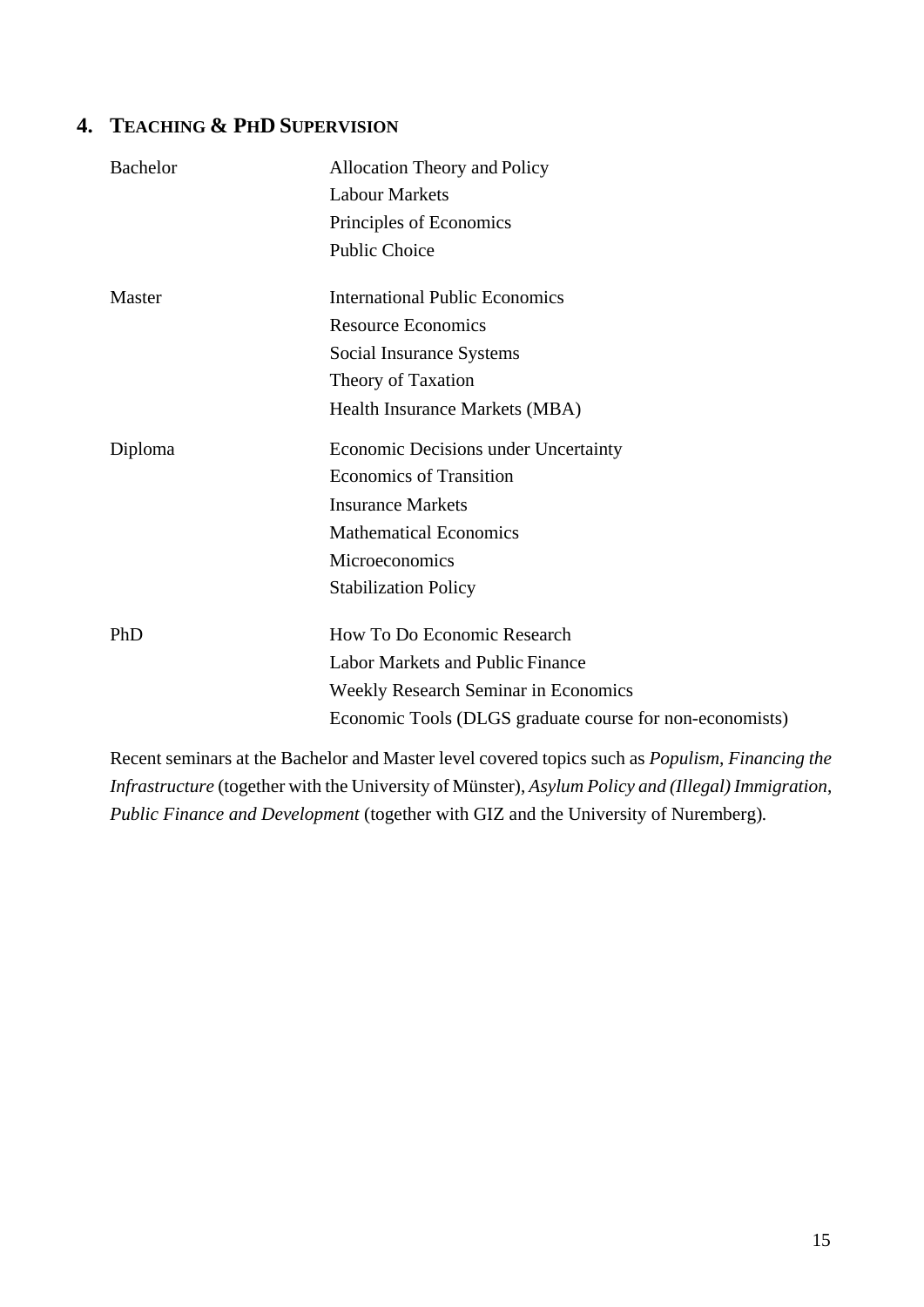## 4. Teaching & PhD Supervision

| | |
|---|---|
| Bachelor | Allocation Theory and Policy<br>Labour Markets<br>Principles of Economics<br>Public Choice |
| Master | International Public Economics<br>Resource Economics<br>Social Insurance Systems<br>Theory of Taxation<br>Health Insurance Markets (MBA) |
| Diploma | Economic Decisions under Uncertainty<br>Economics of Transition<br>Insurance Markets<br>Mathematical Economics<br>Microeconomics<br>Stabilization Policy |
| PhD | How To Do Economic Research<br>Labor Markets and Public Finance<br>Weekly Research Seminar in Economics<br>Economic Tools (DLGS graduate course for non-economists) |

Recent seminars at the Bachelor and Master level covered topics such as *Populism*, *Financing the Infrastructure* (together with the University of Münster), *Asylum Policy and (Illegal) Immigration*, *Public Finance and Development* (together with GIZ and the University of Nuremberg).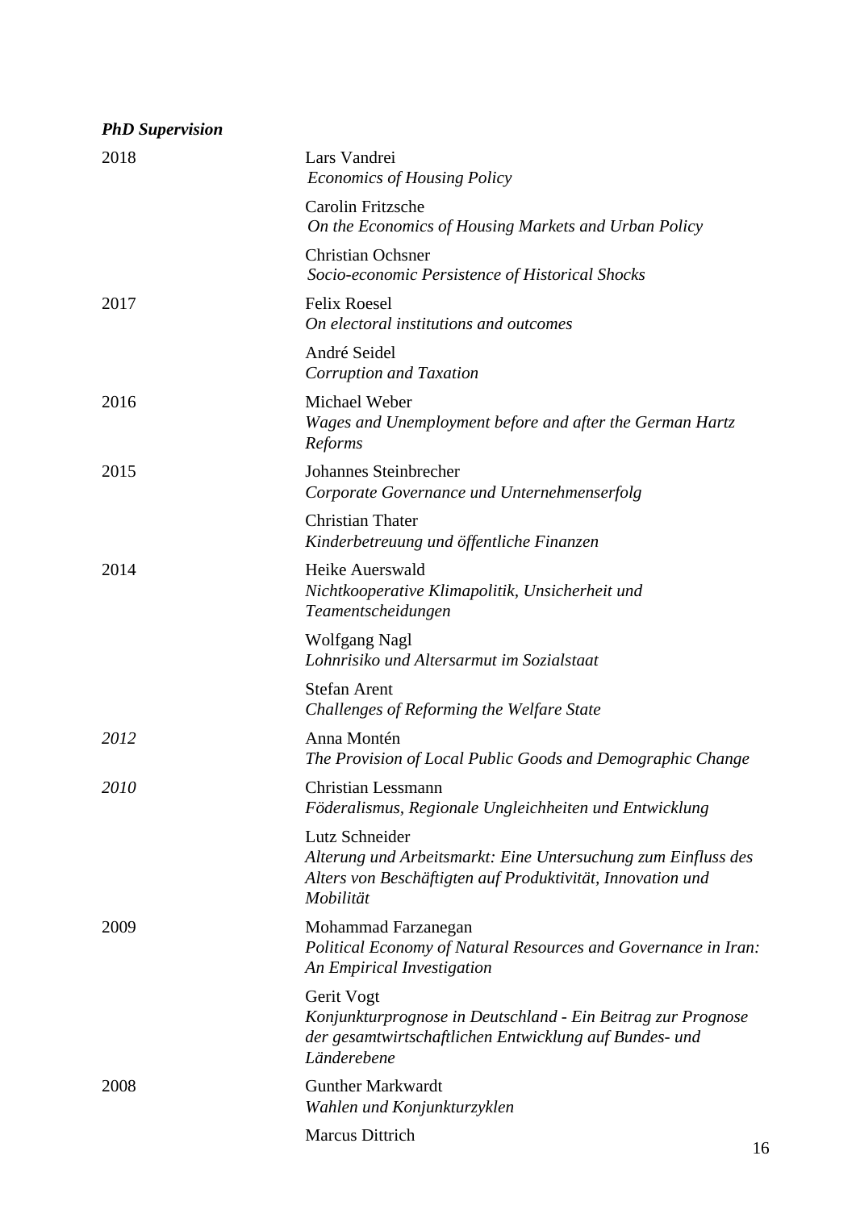***PhD Supervision***

| | |
|---|---|
| 2018 | Lars Vandrei<br>*Economics of Housing Policy* |
| | Carolin Fritzsche<br>*On the Economics of Housing Markets and Urban Policy* |
| | Christian Ochsner<br>*Socio-economic Persistence of Historical Shocks* |
| 2017 | Felix Roesel<br>*On electoral institutions and outcomes* |
| | André Seidel<br>*Corruption and Taxation* |
| 2016 | Michael Weber<br>*Wages and Unemployment before and after the German Hartz Reforms* |
| 2015 | Johannes Steinbrecher<br>*Corporate Governance und Unternehmenserfolg* |
| | Christian Thater<br>*Kinderbetreuung und öffentliche Finanzen* |
| 2014 | Heike Auerswald<br>*Nichtkooperative Klimapolitik, Unsicherheit und Teamentscheidungen* |
| | Wolfgang Nagl<br>*Lohnrisiko und Altersarmut im Sozialstaat* |
| | Stefan Arent<br>*Challenges of Reforming the Welfare State* |
| *2012* | Anna Montén<br>*The Provision of Local Public Goods and Demographic Change* |
| *2010* | Christian Lessmann<br>*Föderalismus, Regionale Ungleichheiten und Entwicklung* |
| | Lutz Schneider<br>*Alterung und Arbeitsmarkt: Eine Untersuchung zum Einfluss des Alters von Beschäftigten auf Produktivität, Innovation und Mobilität* |
| 2009 | Mohammad Farzanegan<br>*Political Economy of Natural Resources and Governance in Iran: An Empirical Investigation* |
| | Gerit Vogt<br>*Konjunkturprognose in Deutschland - Ein Beitrag zur Prognose der gesamtwirtschaftlichen Entwicklung auf Bundes- und Länderebene* |
| 2008 | Gunther Markwardt<br>*Wahlen und Konjunkturzyklen* |
| | Marcus Dittrich |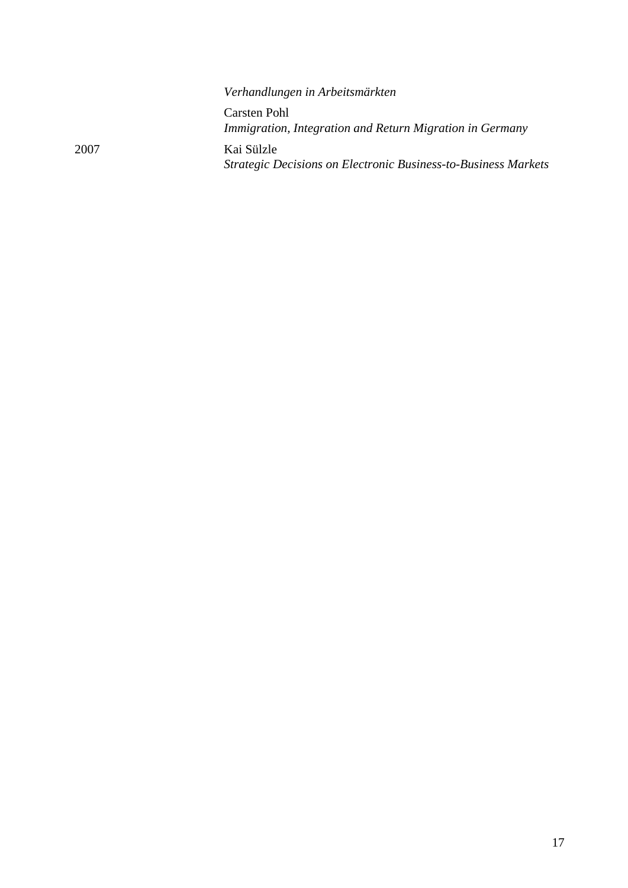| | |
|---|---|
| | *Verhandlungen in Arbeitsmärkten* |
| | Carsten Pohl<br>*Immigration, Integration and Return Migration in Germany* |
| 2007 | Kai Sülzle<br>*Strategic Decisions on Electronic Business-to-Business Markets* |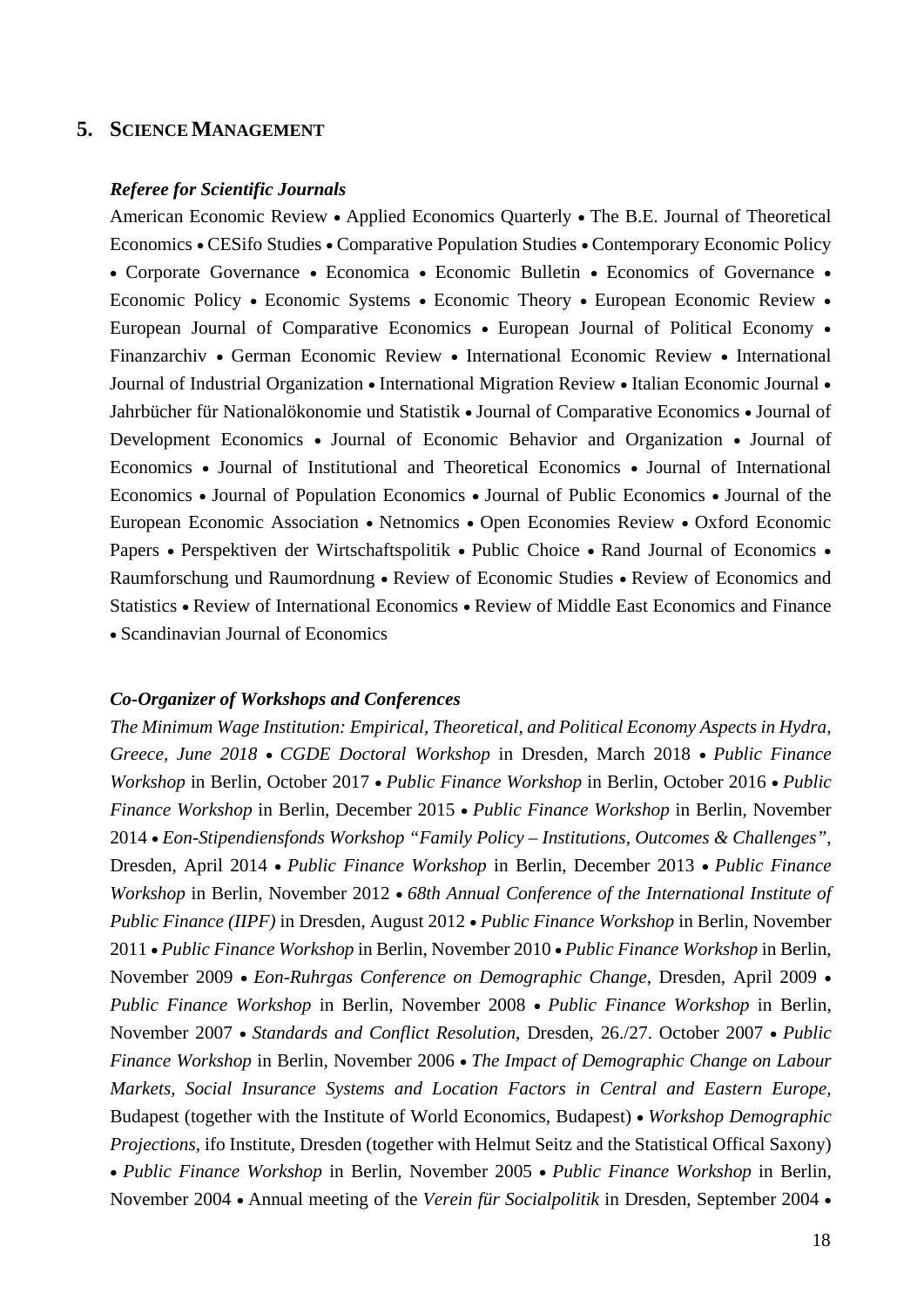## 5. Science Management

***Referee for Scientific Journals***

American Economic Review • Applied Economics Quarterly • The B.E. Journal of Theoretical Economics • CESifo Studies • Comparative Population Studies • Contemporary Economic Policy • Corporate Governance • Economica • Economic Bulletin • Economics of Governance • Economic Policy • Economic Systems • Economic Theory • European Economic Review • European Journal of Comparative Economics • European Journal of Political Economy • Finanzarchiv • German Economic Review • International Economic Review • International Journal of Industrial Organization • International Migration Review • Italian Economic Journal • Jahrbücher für Nationalökonomie und Statistik • Journal of Comparative Economics • Journal of Development Economics • Journal of Economic Behavior and Organization • Journal of Economics • Journal of Institutional and Theoretical Economics • Journal of International Economics • Journal of Population Economics • Journal of Public Economics • Journal of the European Economic Association • Netnomics • Open Economies Review • Oxford Economic Papers • Perspektiven der Wirtschaftspolitik • Public Choice • Rand Journal of Economics • Raumforschung und Raumordnung • Review of Economic Studies • Review of Economics and Statistics • Review of International Economics • Review of Middle East Economics and Finance • Scandinavian Journal of Economics

***Co-Organizer of Workshops and Conferences***

*The Minimum Wage Institution: Empirical, Theoretical, and Political Economy Aspects in Hydra, Greece, June 2018* • *CGDE Doctoral Workshop* in Dresden, March 2018 • *Public Finance Workshop* in Berlin, October 2017 • *Public Finance Workshop* in Berlin, October 2016 • *Public Finance Workshop* in Berlin, December 2015 • *Public Finance Workshop* in Berlin, November 2014 • *Eon-Stipendiensfonds Workshop "Family Policy – Institutions, Outcomes & Challenges"*, Dresden, April 2014 • *Public Finance Workshop* in Berlin, December 2013 • *Public Finance Workshop* in Berlin, November 2012 • *68th Annual Conference of the International Institute of Public Finance (IIPF)* in Dresden, August 2012 • *Public Finance Workshop* in Berlin, November 2011 • *Public Finance Workshop* in Berlin, November 2010 • *Public Finance Workshop* in Berlin, November 2009 • *Eon-Ruhrgas Conference on Demographic Change*, Dresden, April 2009 • *Public Finance Workshop* in Berlin, November 2008 • *Public Finance Workshop* in Berlin, November 2007 • *Standards and Conflict Resolution*, Dresden, 26./27. October 2007 • *Public Finance Workshop* in Berlin, November 2006 • *The Impact of Demographic Change on Labour Markets, Social Insurance Systems and Location Factors in Central and Eastern Europe*, Budapest (together with the Institute of World Economics, Budapest) • *Workshop Demographic Projections*, ifo Institute, Dresden (together with Helmut Seitz and the Statistical Offical Saxony) • *Public Finance Workshop* in Berlin, November 2005 • *Public Finance Workshop* in Berlin, November 2004 • Annual meeting of the *Verein für Socialpolitik* in Dresden, September 2004 •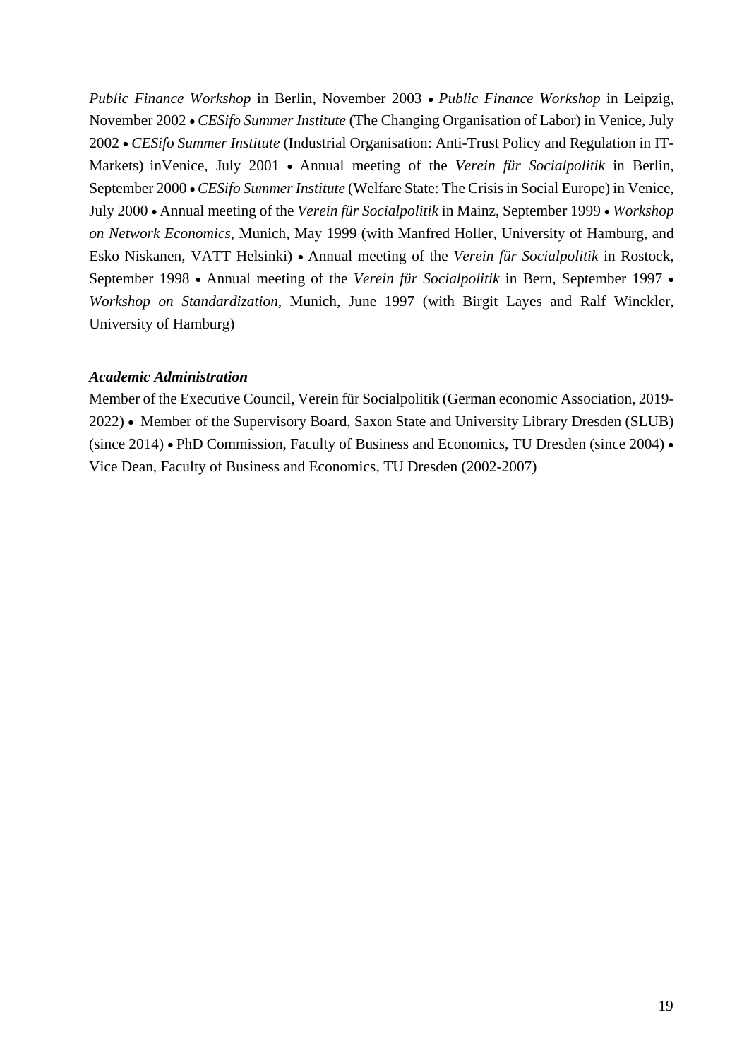*Public Finance Workshop* in Berlin, November 2003 • *Public Finance Workshop* in Leipzig, November 2002 • *CESifo Summer Institute* (The Changing Organisation of Labor) in Venice, July 2002 • *CESifo Summer Institute* (Industrial Organisation: Anti-Trust Policy and Regulation in IT-Markets) inVenice, July 2001 • Annual meeting of the *Verein für Socialpolitik* in Berlin, September 2000 • *CESifo Summer Institute* (Welfare State: The Crisis in Social Europe) in Venice, July 2000 • Annual meeting of the *Verein für Socialpolitik* in Mainz, September 1999 • *Workshop on Network Economics*, Munich, May 1999 (with Manfred Holler, University of Hamburg, and Esko Niskanen, VATT Helsinki) • Annual meeting of the *Verein für Socialpolitik* in Rostock, September 1998 • Annual meeting of the *Verein für Socialpolitik* in Bern, September 1997 • *Workshop on Standardization*, Munich, June 1997 (with Birgit Layes and Ralf Winckler, University of Hamburg)

***Academic Administration***

Member of the Executive Council, Verein für Socialpolitik (German economic Association, 2019-2022) • Member of the Supervisory Board, Saxon State and University Library Dresden (SLUB) (since 2014) • PhD Commission, Faculty of Business and Economics, TU Dresden (since 2004) • Vice Dean, Faculty of Business and Economics, TU Dresden (2002-2007)